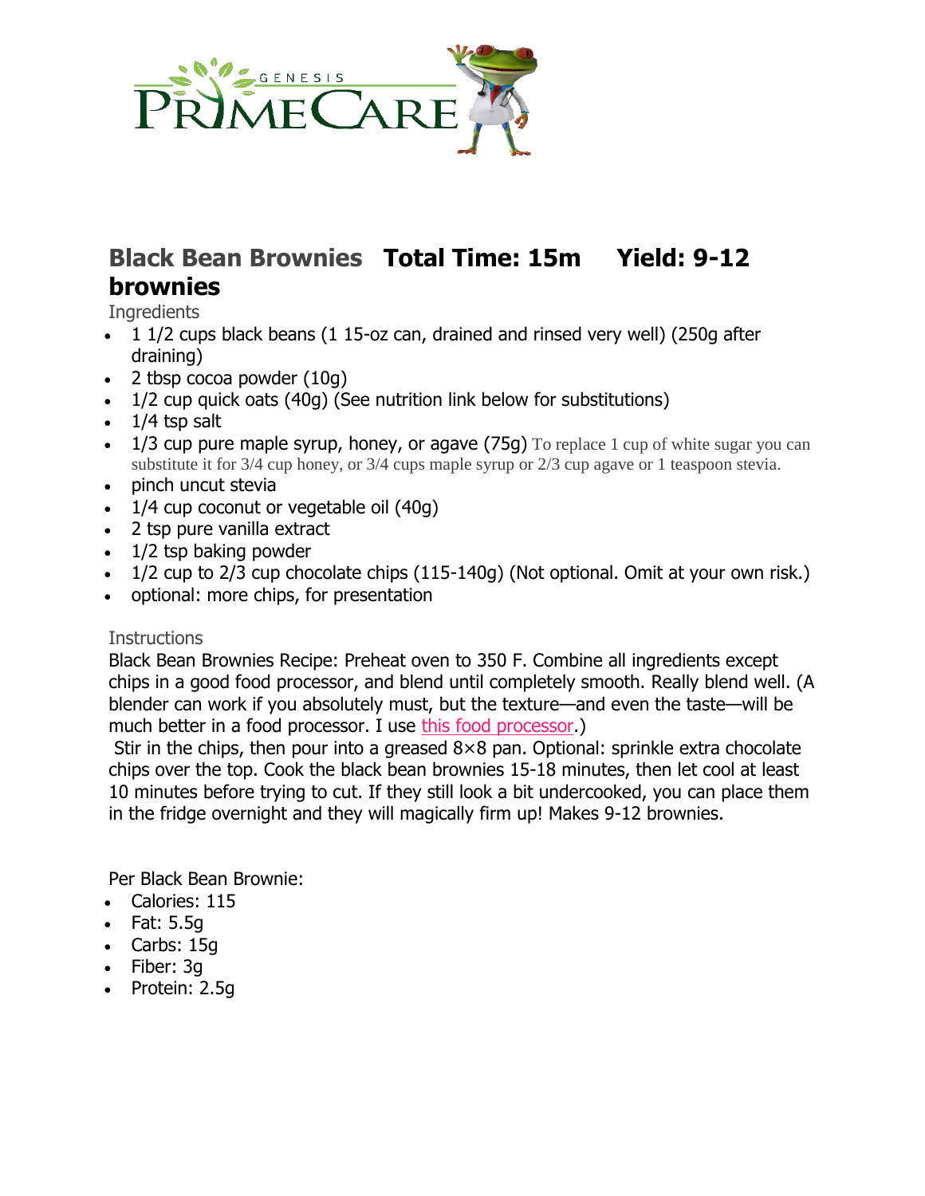# Black Bean Brownies **Total Time: 15m Yield: 9-12 brownies**

Ingredients

- 1 1/2 cups black beans (1 15-oz can, drained and rinsed very well) (250g after draining)
- 2 tbsp cocoa powder (10g)
- 1/2 cup quick oats (40g) (See nutrition link below for substitutions)
- 1/4 tsp salt
- 1/3 cup pure maple syrup, honey, or agave (75g) To replace 1 cup of white sugar you can substitute it for 3/4 cup honey, or 3/4 cups maple syrup or 2/3 cup agave or 1 teaspoon stevia.
- pinch uncut stevia
- 1/4 cup coconut or vegetable oil (40g)
- 2 tsp pure vanilla extract
- 1/2 tsp baking powder
- 1/2 cup to 2/3 cup chocolate chips (115-140g) (Not optional. Omit at your own risk.)
- optional: more chips, for presentation

Instructions

Black Bean Brownies Recipe: Preheat oven to 350 F. Combine all ingredients except chips in a good food processor, and blend until completely smooth. Really blend well. (A blender can work if you absolutely must, but the texture—and even the taste—will be much better in a food processor. I use this food processor.)

Stir in the chips, then pour into a greased 8×8 pan. Optional: sprinkle extra chocolate chips over the top. Cook the black bean brownies 15-18 minutes, then let cool at least 10 minutes before trying to cut. If they still look a bit undercooked, you can place them in the fridge overnight and they will magically firm up! Makes 9-12 brownies.

Per Black Bean Brownie:

- Calories: 115
- Fat: 5.5g
- Carbs: 15g
- Fiber: 3g
- Protein: 2.5g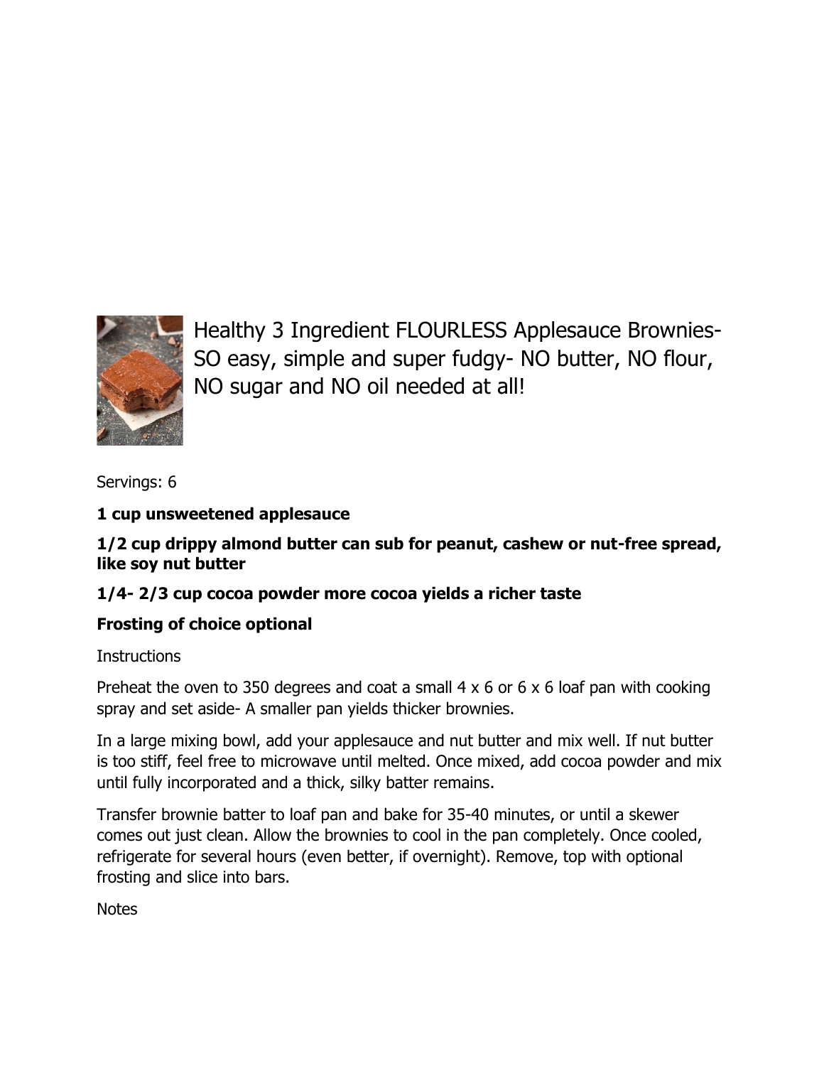Healthy 3 Ingredient FLOURLESS Applesauce Brownies- SO easy, simple and super fudgy- NO butter, NO flour, NO sugar and NO oil needed at all!

Servings: 6

**1 cup unsweetened applesauce**

**1/2 cup drippy almond butter can sub for peanut, cashew or nut-free spread, like soy nut butter**

**1/4- 2/3 cup cocoa powder more cocoa yields a richer taste**

**Frosting of choice optional**

Instructions

Preheat the oven to 350 degrees and coat a small 4 x 6 or 6 x 6 loaf pan with cooking spray and set aside- A smaller pan yields thicker brownies.

In a large mixing bowl, add your applesauce and nut butter and mix well. If nut butter is too stiff, feel free to microwave until melted. Once mixed, add cocoa powder and mix until fully incorporated and a thick, silky batter remains.

Transfer brownie batter to loaf pan and bake for 35-40 minutes, or until a skewer comes out just clean. Allow the brownies to cool in the pan completely. Once cooled, refrigerate for several hours (even better, if overnight). Remove, top with optional frosting and slice into bars.

Notes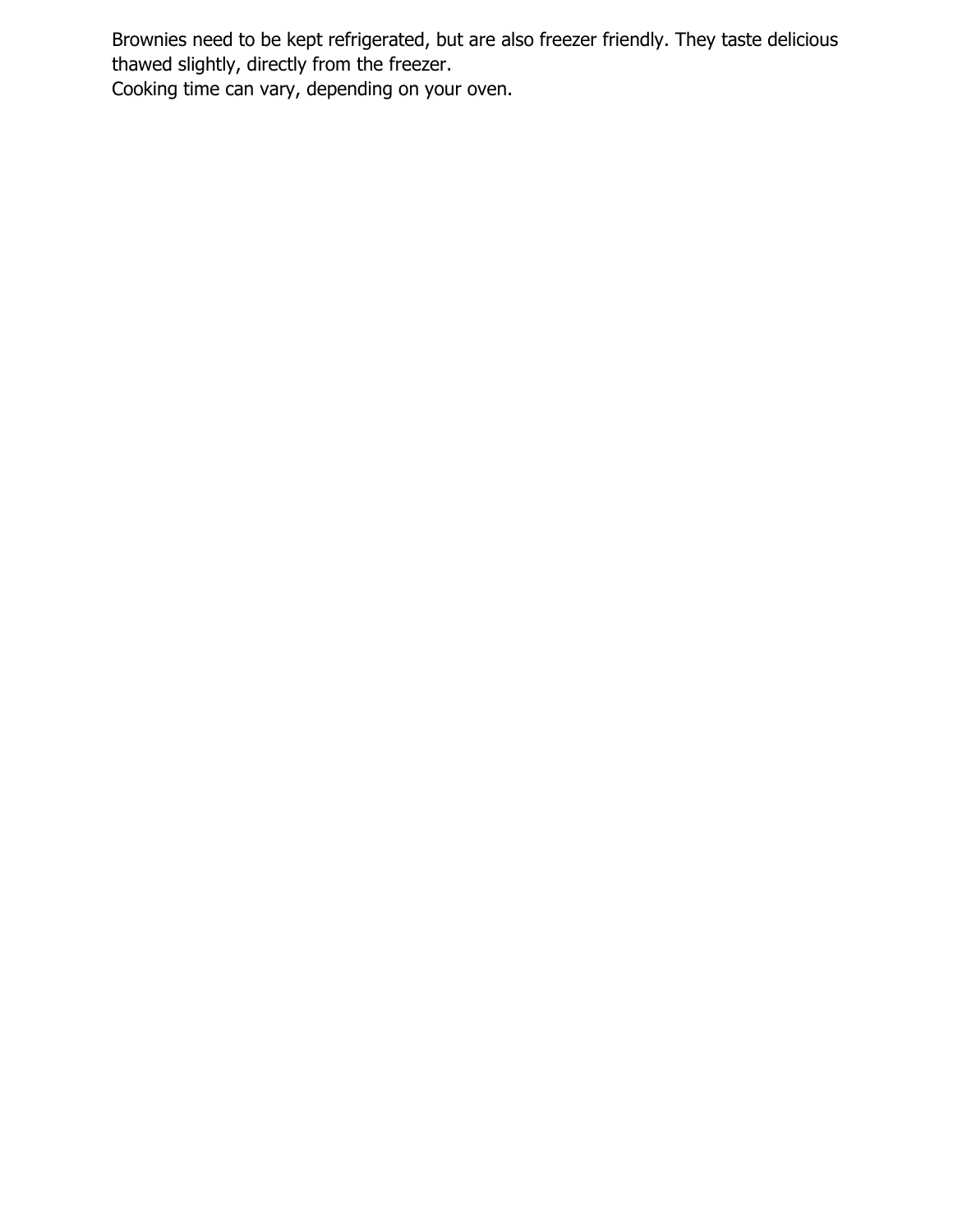Brownies need to be kept refrigerated, but are also freezer friendly. They taste delicious thawed slightly, directly from the freezer.
Cooking time can vary, depending on your oven.